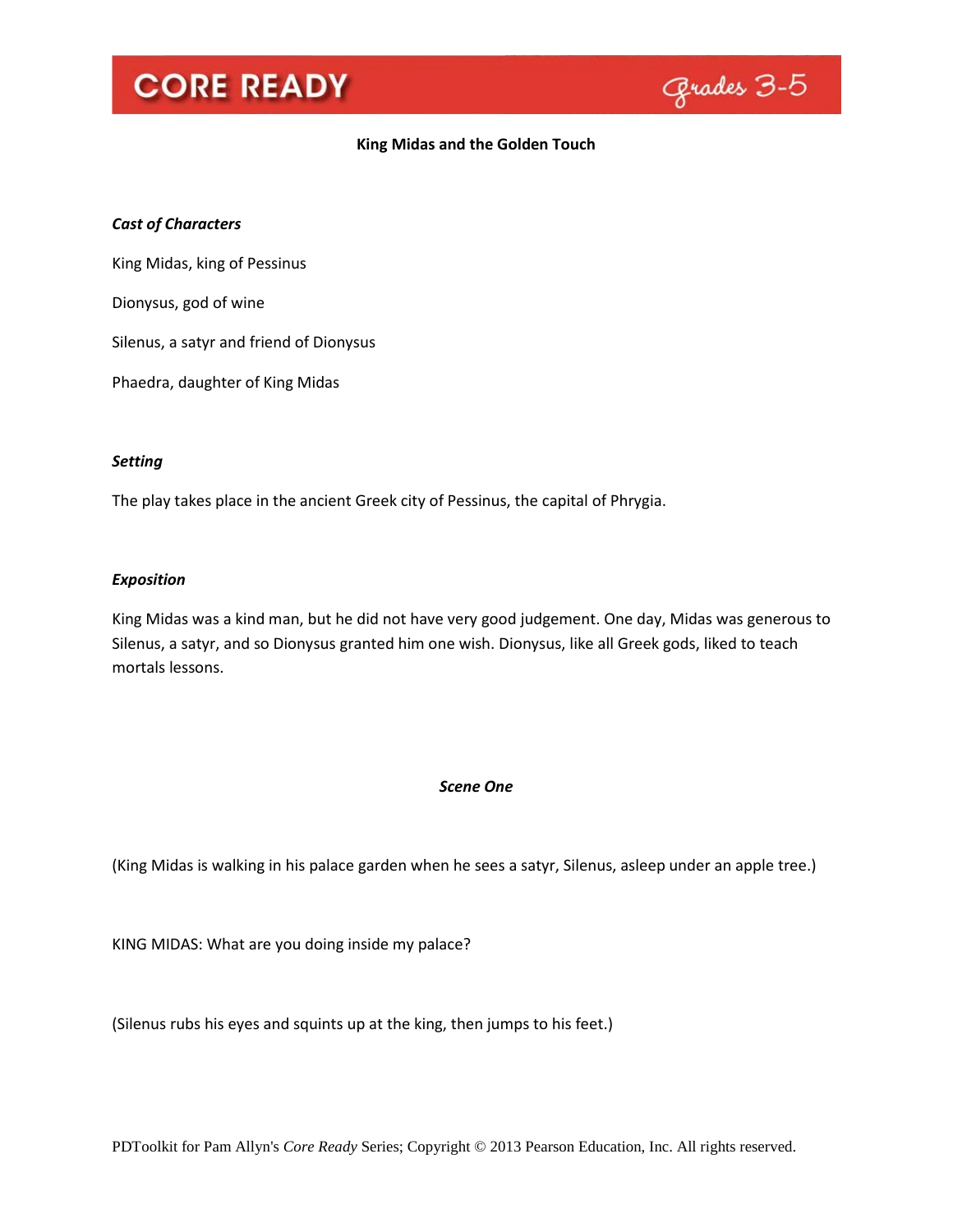# King Midas and the Golden Touch

***Cast of Characters***

King Midas, king of Pessinus

Dionysus, god of wine

Silenus, a satyr and friend of Dionysus

Phaedra, daughter of King Midas

***Setting***

The play takes place in the ancient Greek city of Pessinus, the capital of Phrygia.

***Exposition***

King Midas was a kind man, but he did not have very good judgement. One day, Midas was generous to Silenus, a satyr, and so Dionysus granted him one wish. Dionysus, like all Greek gods, liked to teach mortals lessons.

## *Scene One*

(King Midas is walking in his palace garden when he sees a satyr, Silenus, asleep under an apple tree.)

KING MIDAS: What are you doing inside my palace?

(Silenus rubs his eyes and squints up at the king, then jumps to his feet.)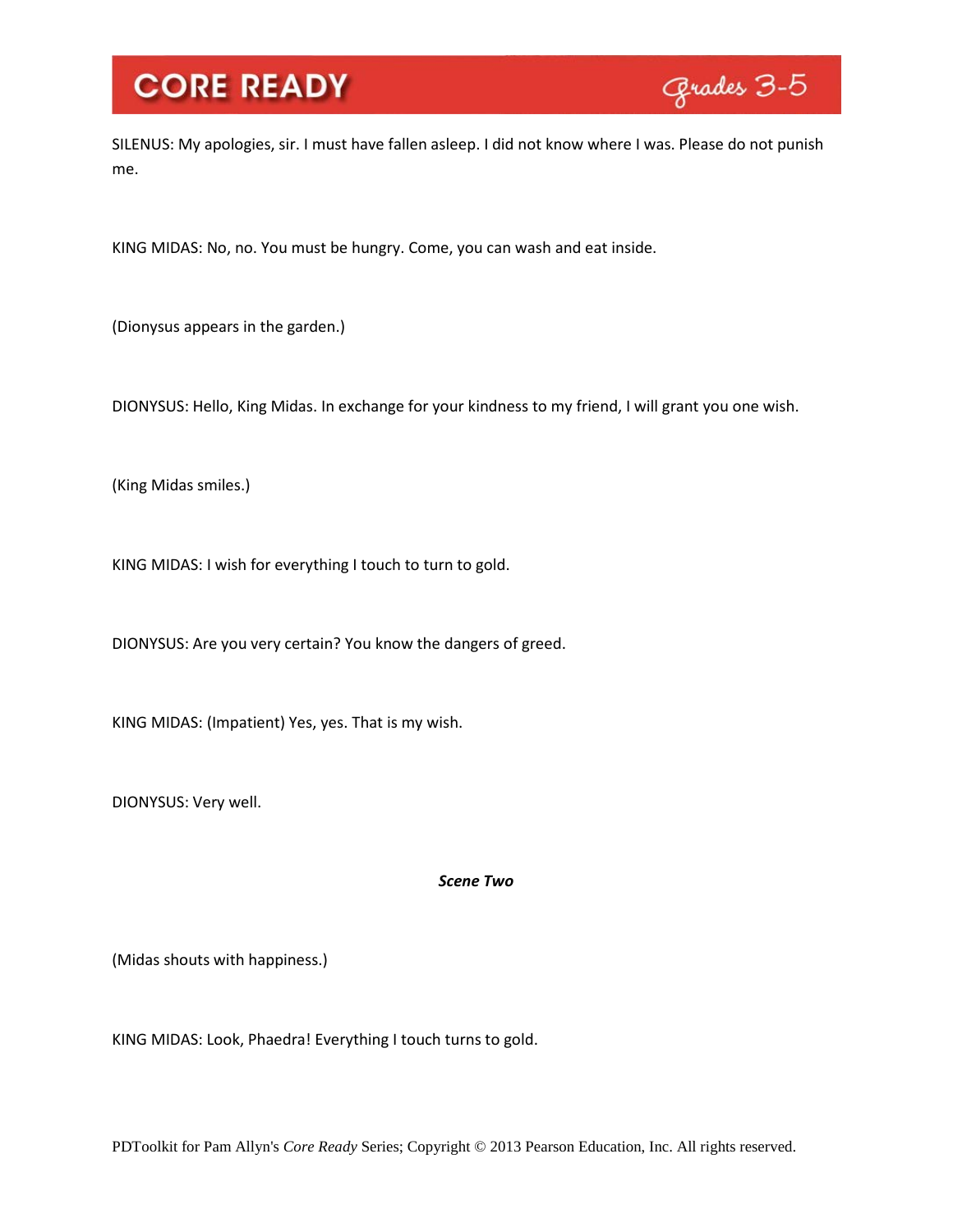SILENUS: My apologies, sir. I must have fallen asleep. I did not know where I was. Please do not punish me.

KING MIDAS: No, no. You must be hungry. Come, you can wash and eat inside.

(Dionysus appears in the garden.)

DIONYSUS: Hello, King Midas. In exchange for your kindness to my friend, I will grant you one wish.

(King Midas smiles.)

KING MIDAS: I wish for everything I touch to turn to gold.

DIONYSUS: Are you very certain? You know the dangers of greed.

KING MIDAS: (Impatient) Yes, yes. That is my wish.

DIONYSUS: Very well.

***Scene Two***

(Midas shouts with happiness.)

KING MIDAS: Look, Phaedra! Everything I touch turns to gold.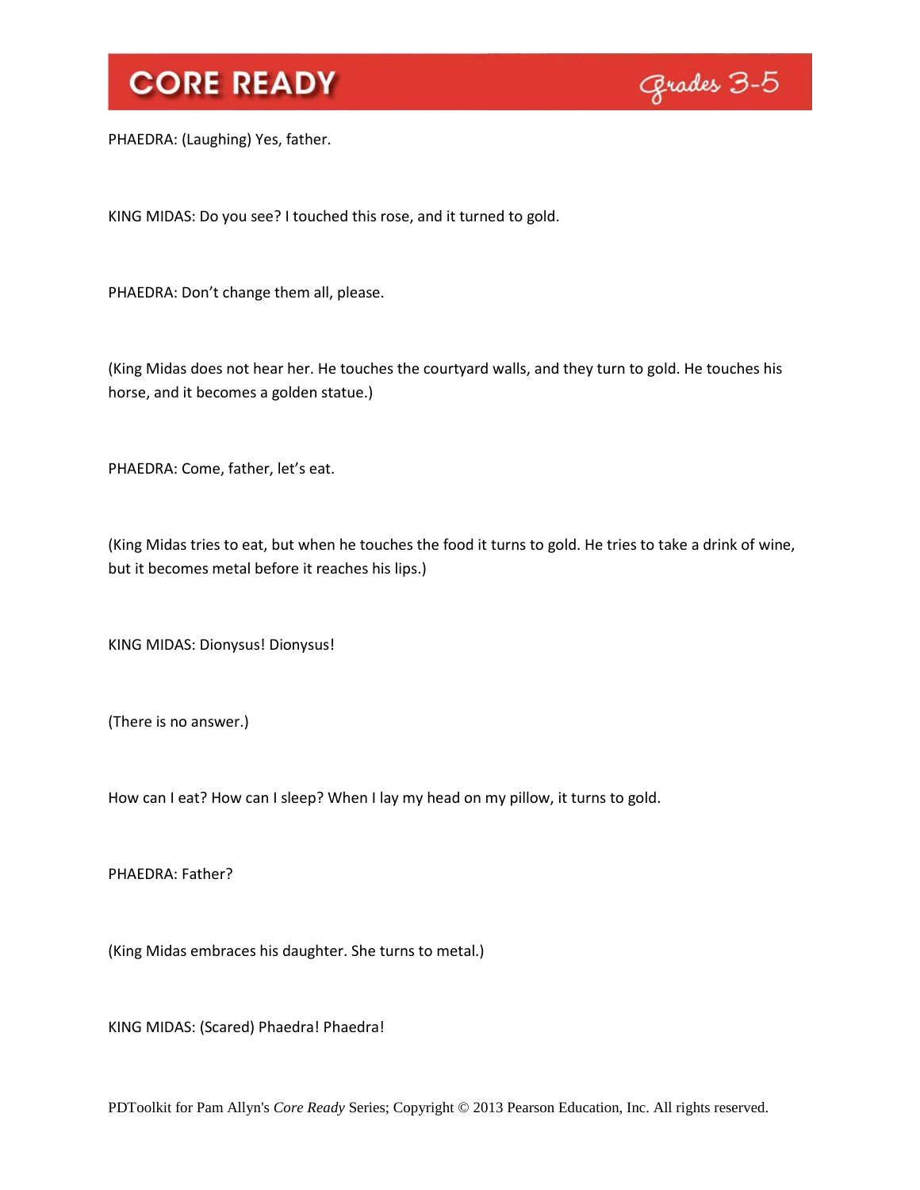PHAEDRA: (Laughing) Yes, father.

KING MIDAS: Do you see? I touched this rose, and it turned to gold.

PHAEDRA: Don't change them all, please.

(King Midas does not hear her. He touches the courtyard walls, and they turn to gold. He touches his horse, and it becomes a golden statue.)

PHAEDRA: Come, father, let's eat.

(King Midas tries to eat, but when he touches the food it turns to gold. He tries to take a drink of wine, but it becomes metal before it reaches his lips.)

KING MIDAS: Dionysus! Dionysus!

(There is no answer.)

How can I eat? How can I sleep? When I lay my head on my pillow, it turns to gold.

PHAEDRA: Father?

(King Midas embraces his daughter. She turns to metal.)

KING MIDAS: (Scared) Phaedra! Phaedra!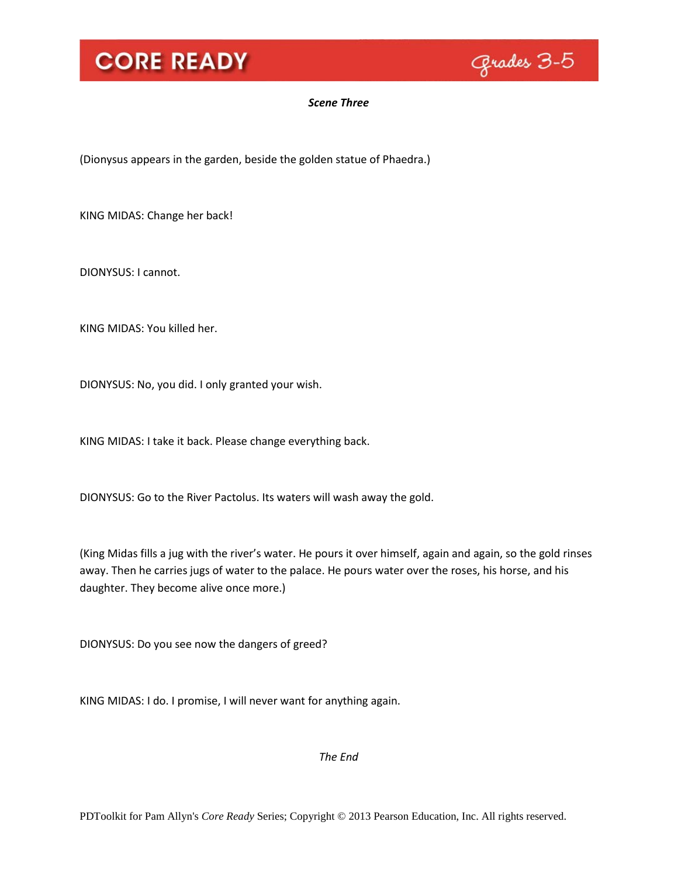*Scene Three*

(Dionysus appears in the garden, beside the golden statue of Phaedra.)

KING MIDAS: Change her back!

DIONYSUS: I cannot.

KING MIDAS: You killed her.

DIONYSUS: No, you did. I only granted your wish.

KING MIDAS: I take it back. Please change everything back.

DIONYSUS: Go to the River Pactolus. Its waters will wash away the gold.

(King Midas fills a jug with the river's water. He pours it over himself, again and again, so the gold rinses away. Then he carries jugs of water to the palace. He pours water over the roses, his horse, and his daughter. They become alive once more.)

DIONYSUS: Do you see now the dangers of greed?

KING MIDAS: I do. I promise, I will never want for anything again.

*The End*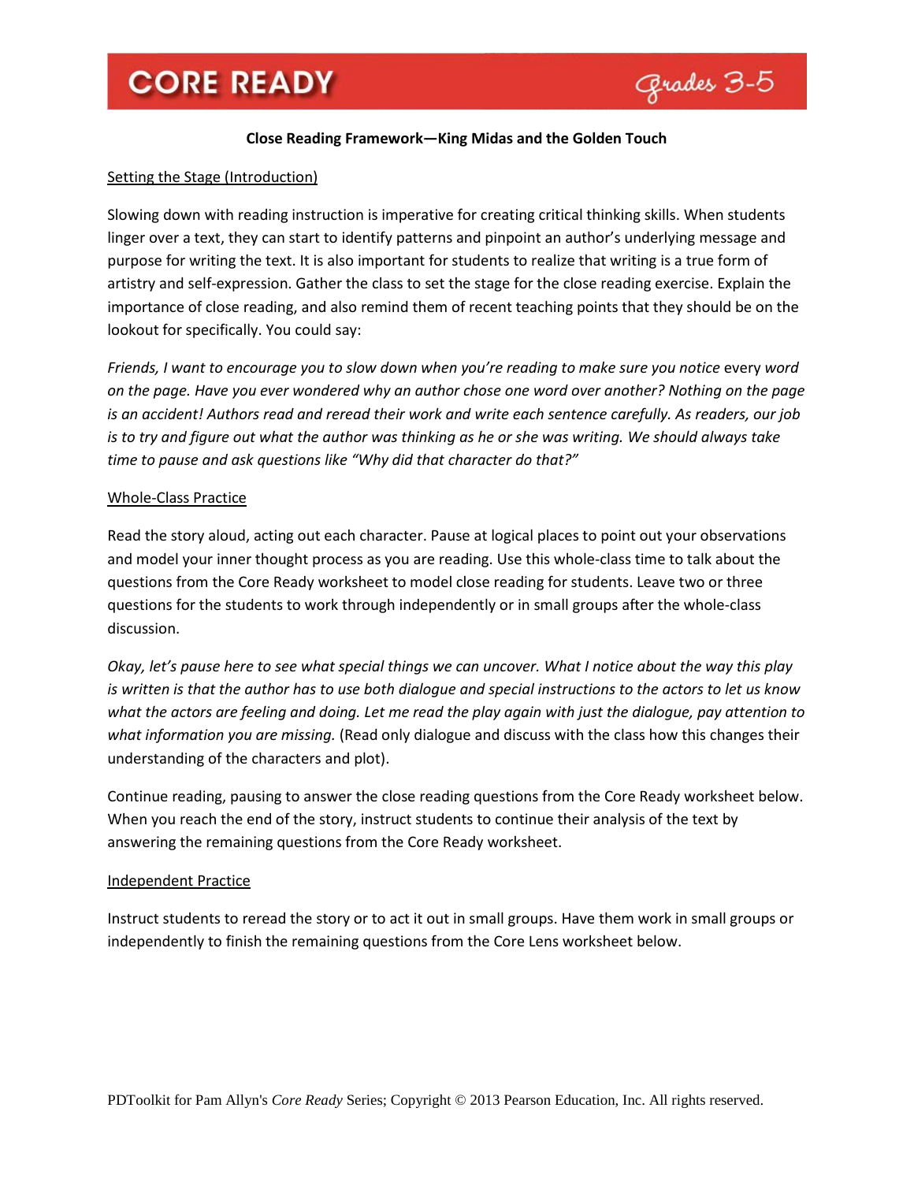**Close Reading Framework—King Midas and the Golden Touch**

Setting the Stage (Introduction)

Slowing down with reading instruction is imperative for creating critical thinking skills. When students linger over a text, they can start to identify patterns and pinpoint an author's underlying message and purpose for writing the text. It is also important for students to realize that writing is a true form of artistry and self-expression. Gather the class to set the stage for the close reading exercise. Explain the importance of close reading, and also remind them of recent teaching points that they should be on the lookout for specifically. You could say:

*Friends, I want to encourage you to slow down when you're reading to make sure you notice* every word *on the page. Have you ever wondered why an author chose one word over another? Nothing on the page is an accident! Authors read and reread their work and write each sentence carefully. As readers, our job is to try and figure out what the author was thinking as he or she was writing. We should always take time to pause and ask questions like "Why did that character do that?"*

Whole-Class Practice

Read the story aloud, acting out each character. Pause at logical places to point out your observations and model your inner thought process as you are reading. Use this whole-class time to talk about the questions from the Core Ready worksheet to model close reading for students. Leave two or three questions for the students to work through independently or in small groups after the whole-class discussion.

*Okay, let's pause here to see what special things we can uncover. What I notice about the way this play is written is that the author has to use both dialogue and special instructions to the actors to let us know what the actors are feeling and doing. Let me read the play again with just the dialogue, pay attention to what information you are missing.* (Read only dialogue and discuss with the class how this changes their understanding of the characters and plot).

Continue reading, pausing to answer the close reading questions from the Core Ready worksheet below. When you reach the end of the story, instruct students to continue their analysis of the text by answering the remaining questions from the Core Ready worksheet.

Independent Practice

Instruct students to reread the story or to act it out in small groups. Have them work in small groups or independently to finish the remaining questions from the Core Lens worksheet below.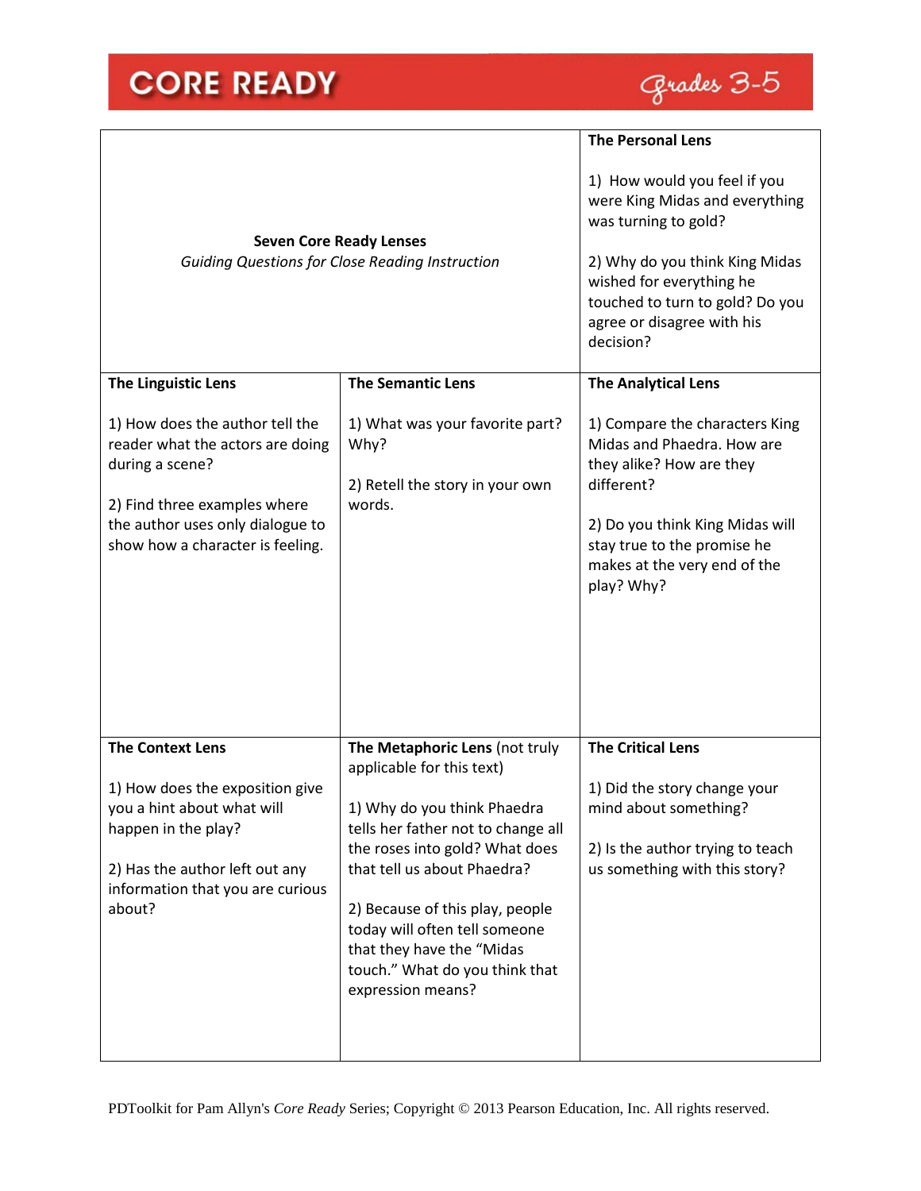| Seven Core Ready Lenses<br>*Guiding Questions for Close Reading Instruction* | | **The Personal Lens**<br><br>1) How would you feel if you were King Midas and everything was turning to gold?<br><br>2) Why do you think King Midas wished for everything he touched to turn to gold? Do you agree or disagree with his decision? |
|---|---|---|
| **The Linguistic Lens**<br><br>1) How does the author tell the reader what the actors are doing during a scene?<br><br>2) Find three examples where the author uses only dialogue to show how a character is feeling. | **The Semantic Lens**<br><br>1) What was your favorite part? Why?<br><br>2) Retell the story in your own words. | **The Analytical Lens**<br><br>1) Compare the characters King Midas and Phaedra. How are they alike? How are they different?<br><br>2) Do you think King Midas will stay true to the promise he makes at the very end of the play? Why? |
| **The Context Lens**<br><br>1) How does the exposition give you a hint about what will happen in the play?<br><br>2) Has the author left out any information that you are curious about? | **The Metaphoric Lens** (not truly applicable for this text)<br><br>1) Why do you think Phaedra tells her father not to change all the roses into gold? What does that tell us about Phaedra?<br><br>2) Because of this play, people today will often tell someone that they have the "Midas touch." What do you think that expression means? | **The Critical Lens**<br><br>1) Did the story change your mind about something?<br><br>2) Is the author trying to teach us something with this story? |